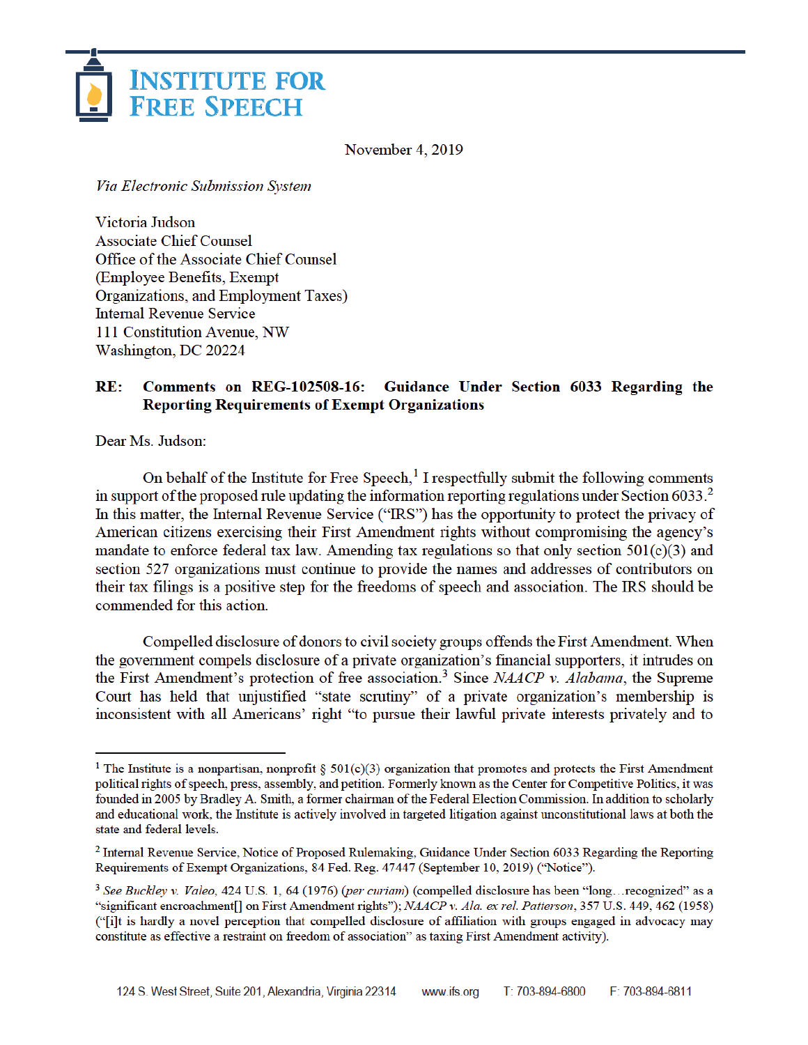# INSTITUTE FOR FREE SPEECH

November 4, 2019

*Via Electronic Submission System*

Victoria Judson
Associate Chief Counsel
Office of the Associate Chief Counsel
(Employee Benefits, Exempt
Organizations, and Employment Taxes)
Internal Revenue Service
111 Constitution Avenue, NW
Washington, DC 20224

**RE: Comments on REG-102508-16: Guidance Under Section 6033 Regarding the Reporting Requirements of Exempt Organizations**

Dear Ms. Judson:

On behalf of the Institute for Free Speech,[1] I respectfully submit the following comments in support of the proposed rule updating the information reporting regulations under Section 6033.[2] In this matter, the Internal Revenue Service ("IRS") has the opportunity to protect the privacy of American citizens exercising their First Amendment rights without compromising the agency's mandate to enforce federal tax law. Amending tax regulations so that only section 501(c)(3) and section 527 organizations must continue to provide the names and addresses of contributors on their tax filings is a positive step for the freedoms of speech and association. The IRS should be commended for this action.

Compelled disclosure of donors to civil society groups offends the First Amendment. When the government compels disclosure of a private organization's financial supporters, it intrudes on the First Amendment's protection of free association.[3] Since *NAACP v. Alabama*, the Supreme Court has held that unjustified "state scrutiny" of a private organization's membership is inconsistent with all Americans' right "to pursue their lawful private interests privately and to

---

[1] The Institute is a nonpartisan, nonprofit § 501(c)(3) organization that promotes and protects the First Amendment political rights of speech, press, assembly, and petition. Formerly known as the Center for Competitive Politics, it was founded in 2005 by Bradley A. Smith, a former chairman of the Federal Election Commission. In addition to scholarly and educational work, the Institute is actively involved in targeted litigation against unconstitutional laws at both the state and federal levels.

[2] Internal Revenue Service, Notice of Proposed Rulemaking, Guidance Under Section 6033 Regarding the Reporting Requirements of Exempt Organizations, 84 Fed. Reg. 47447 (September 10, 2019) ("Notice").

[3] *See Buckley v. Valeo*, 424 U.S. 1, 64 (1976) (*per curiam*) (compelled disclosure has been "long…recognized" as a "significant encroachment[] on First Amendment rights"); *NAACP v. Ala. ex rel. Patterson*, 357 U.S. 449, 462 (1958) ("[i]t is hardly a novel perception that compelled disclosure of affiliation with groups engaged in advocacy may constitute as effective a restraint on freedom of association" as taxing First Amendment activity).

124 S. West Street, Suite 201, Alexandria, Virginia 22314 www.ifs.org T: 703-894-6800 F: 703-894-6811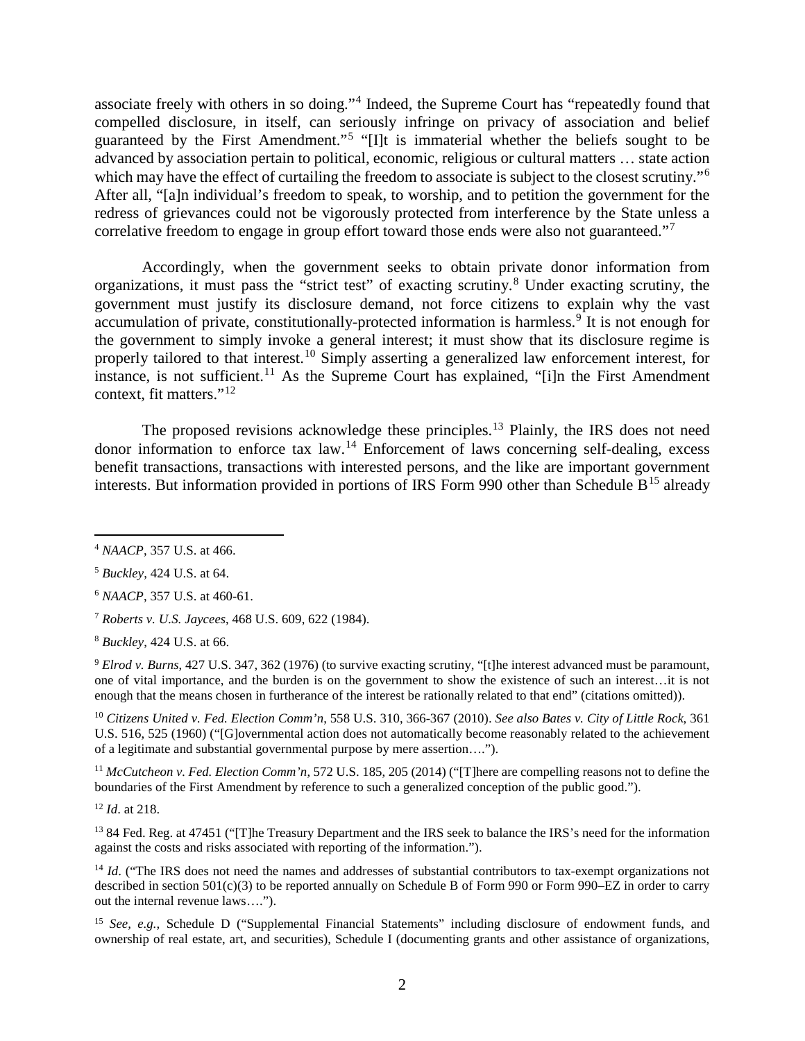associate freely with others in so doing."[4] Indeed, the Supreme Court has "repeatedly found that compelled disclosure, in itself, can seriously infringe on privacy of association and belief guaranteed by the First Amendment."[5] "[I]t is immaterial whether the beliefs sought to be advanced by association pertain to political, economic, religious or cultural matters … state action which may have the effect of curtailing the freedom to associate is subject to the closest scrutiny."[6] After all, "[a]n individual's freedom to speak, to worship, and to petition the government for the redress of grievances could not be vigorously protected from interference by the State unless a correlative freedom to engage in group effort toward those ends were also not guaranteed."[7]

Accordingly, when the government seeks to obtain private donor information from organizations, it must pass the "strict test" of exacting scrutiny.[8] Under exacting scrutiny, the government must justify its disclosure demand, not force citizens to explain why the vast accumulation of private, constitutionally-protected information is harmless.[9] It is not enough for the government to simply invoke a general interest; it must show that its disclosure regime is properly tailored to that interest.[10] Simply asserting a generalized law enforcement interest, for instance, is not sufficient.[11] As the Supreme Court has explained, "[i]n the First Amendment context, fit matters."[12]

The proposed revisions acknowledge these principles.[13] Plainly, the IRS does not need donor information to enforce tax law.[14] Enforcement of laws concerning self-dealing, excess benefit transactions, transactions with interested persons, and the like are important government interests. But information provided in portions of IRS Form 990 other than Schedule B[15] already

---

[4] *NAACP*, 357 U.S. at 466.

[5] *Buckley*, 424 U.S. at 64.

[6] *NAACP*, 357 U.S. at 460-61.

[7] *Roberts v. U.S. Jaycees*, 468 U.S. 609, 622 (1984).

[8] *Buckley*, 424 U.S. at 66.

[9] *Elrod v. Burns*, 427 U.S. 347, 362 (1976) (to survive exacting scrutiny, "[t]he interest advanced must be paramount, one of vital importance, and the burden is on the government to show the existence of such an interest…it is not enough that the means chosen in furtherance of the interest be rationally related to that end" (citations omitted)).

[10] *Citizens United v. Fed. Election Comm'n*, 558 U.S. 310, 366-367 (2010). *See also Bates v. City of Little Rock*, 361 U.S. 516, 525 (1960) ("[G]overnmental action does not automatically become reasonably related to the achievement of a legitimate and substantial governmental purpose by mere assertion….").

[11] *McCutcheon v. Fed. Election Comm'n,* 572 U.S. 185, 205 (2014) ("[T]here are compelling reasons not to define the boundaries of the First Amendment by reference to such a generalized conception of the public good.").

[12] *Id*. at 218.

[13] 84 Fed. Reg. at 47451 ("[T]he Treasury Department and the IRS seek to balance the IRS's need for the information against the costs and risks associated with reporting of the information.").

[14] *Id*. ("The IRS does not need the names and addresses of substantial contributors to tax-exempt organizations not described in section 501(c)(3) to be reported annually on Schedule B of Form 990 or Form 990–EZ in order to carry out the internal revenue laws….").

[15] *See, e.g.,* Schedule D ("Supplemental Financial Statements" including disclosure of endowment funds, and ownership of real estate, art, and securities), Schedule I (documenting grants and other assistance of organizations,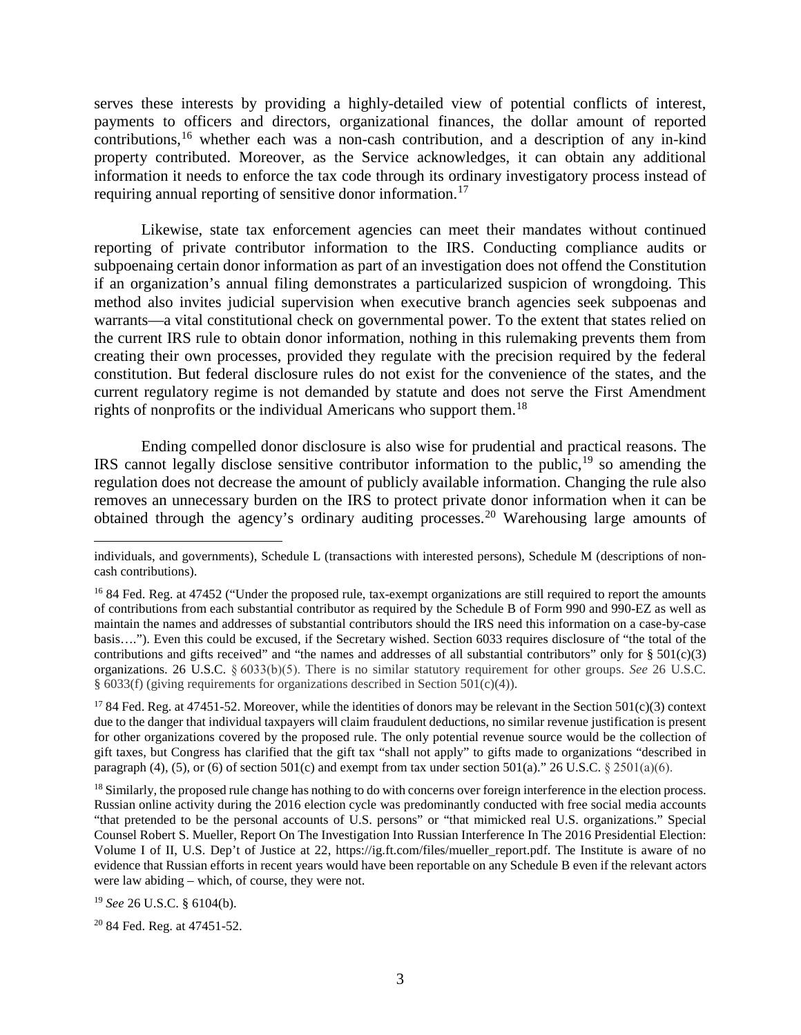serves these interests by providing a highly-detailed view of potential conflicts of interest, payments to officers and directors, organizational finances, the dollar amount of reported contributions,[16] whether each was a non-cash contribution, and a description of any in-kind property contributed. Moreover, as the Service acknowledges, it can obtain any additional information it needs to enforce the tax code through its ordinary investigatory process instead of requiring annual reporting of sensitive donor information.[17]

Likewise, state tax enforcement agencies can meet their mandates without continued reporting of private contributor information to the IRS. Conducting compliance audits or subpoenaing certain donor information as part of an investigation does not offend the Constitution if an organization's annual filing demonstrates a particularized suspicion of wrongdoing. This method also invites judicial supervision when executive branch agencies seek subpoenas and warrants—a vital constitutional check on governmental power. To the extent that states relied on the current IRS rule to obtain donor information, nothing in this rulemaking prevents them from creating their own processes, provided they regulate with the precision required by the federal constitution. But federal disclosure rules do not exist for the convenience of the states, and the current regulatory regime is not demanded by statute and does not serve the First Amendment rights of nonprofits or the individual Americans who support them.[18]

Ending compelled donor disclosure is also wise for prudential and practical reasons. The IRS cannot legally disclose sensitive contributor information to the public,[19] so amending the regulation does not decrease the amount of publicly available information. Changing the rule also removes an unnecessary burden on the IRS to protect private donor information when it can be obtained through the agency's ordinary auditing processes.[20] Warehousing large amounts of

---

individuals, and governments), Schedule L (transactions with interested persons), Schedule M (descriptions of non-cash contributions).

[16] 84 Fed. Reg. at 47452 ("Under the proposed rule, tax-exempt organizations are still required to report the amounts of contributions from each substantial contributor as required by the Schedule B of Form 990 and 990-EZ as well as maintain the names and addresses of substantial contributors should the IRS need this information on a case-by-case basis…."). Even this could be excused, if the Secretary wished. Section 6033 requires disclosure of "the total of the contributions and gifts received" and "the names and addresses of all substantial contributors" only for § 501(c)(3) organizations. 26 U.S.C. § 6033(b)(5). There is no similar statutory requirement for other groups. *See* 26 U.S.C. § 6033(f) (giving requirements for organizations described in Section 501(c)(4)).

[17] 84 Fed. Reg. at 47451-52. Moreover, while the identities of donors may be relevant in the Section 501(c)(3) context due to the danger that individual taxpayers will claim fraudulent deductions, no similar revenue justification is present for other organizations covered by the proposed rule. The only potential revenue source would be the collection of gift taxes, but Congress has clarified that the gift tax "shall not apply" to gifts made to organizations "described in paragraph (4), (5), or (6) of section 501(c) and exempt from tax under section 501(a)." 26 U.S.C. § 2501(a)(6).

[18] Similarly, the proposed rule change has nothing to do with concerns over foreign interference in the election process. Russian online activity during the 2016 election cycle was predominantly conducted with free social media accounts "that pretended to be the personal accounts of U.S. persons" or "that mimicked real U.S. organizations." Special Counsel Robert S. Mueller, Report On The Investigation Into Russian Interference In The 2016 Presidential Election: Volume I of II, U.S. Dep't of Justice at 22, https://ig.ft.com/files/mueller_report.pdf. The Institute is aware of no evidence that Russian efforts in recent years would have been reportable on any Schedule B even if the relevant actors were law abiding – which, of course, they were not.

[19] *See* 26 U.S.C. § 6104(b).

[20] 84 Fed. Reg. at 47451-52.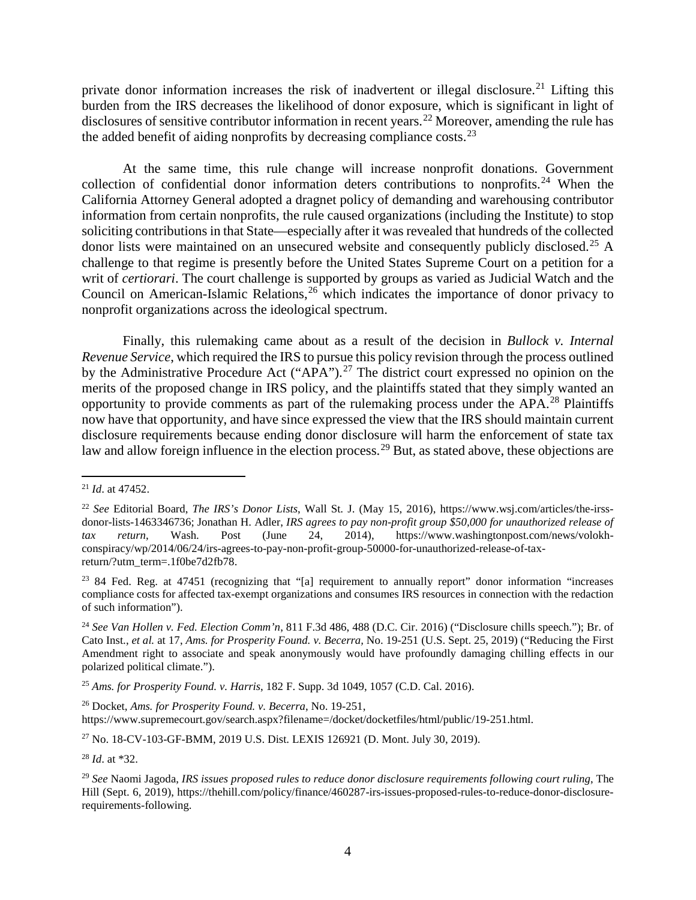private donor information increases the risk of inadvertent or illegal disclosure.[21] Lifting this burden from the IRS decreases the likelihood of donor exposure, which is significant in light of disclosures of sensitive contributor information in recent years.[22] Moreover, amending the rule has the added benefit of aiding nonprofits by decreasing compliance costs.[23]

At the same time, this rule change will increase nonprofit donations. Government collection of confidential donor information deters contributions to nonprofits.[24] When the California Attorney General adopted a dragnet policy of demanding and warehousing contributor information from certain nonprofits, the rule caused organizations (including the Institute) to stop soliciting contributions in that State—especially after it was revealed that hundreds of the collected donor lists were maintained on an unsecured website and consequently publicly disclosed.[25] A challenge to that regime is presently before the United States Supreme Court on a petition for a writ of *certiorari*. The court challenge is supported by groups as varied as Judicial Watch and the Council on American-Islamic Relations,[26] which indicates the importance of donor privacy to nonprofit organizations across the ideological spectrum.

Finally, this rulemaking came about as a result of the decision in *Bullock v. Internal Revenue Service*, which required the IRS to pursue this policy revision through the process outlined by the Administrative Procedure Act ("APA").[27] The district court expressed no opinion on the merits of the proposed change in IRS policy, and the plaintiffs stated that they simply wanted an opportunity to provide comments as part of the rulemaking process under the APA.[28] Plaintiffs now have that opportunity, and have since expressed the view that the IRS should maintain current disclosure requirements because ending donor disclosure will harm the enforcement of state tax law and allow foreign influence in the election process.[29] But, as stated above, these objections are

---

[21] *Id*. at 47452.

[22] *See* Editorial Board, *The IRS's Donor Lists*, Wall St. J. (May 15, 2016), https://www.wsj.com/articles/the-irss-donor-lists-1463346736; Jonathan H. Adler, *IRS agrees to pay non-profit group $50,000 for unauthorized release of tax return*, Wash. Post (June 24, 2014), https://www.washingtonpost.com/news/volokh-conspiracy/wp/2014/06/24/irs-agrees-to-pay-non-profit-group-50000-for-unauthorized-release-of-tax-return/?utm_term=.1f0be7d2fb78.

[23] 84 Fed. Reg. at 47451 (recognizing that "[a] requirement to annually report" donor information "increases compliance costs for affected tax-exempt organizations and consumes IRS resources in connection with the redaction of such information").

[24] *See Van Hollen v. Fed. Election Comm'n*, 811 F.3d 486, 488 (D.C. Cir. 2016) ("Disclosure chills speech."); Br. of Cato Inst., *et al.* at 17, *Ams. for Prosperity Found. v. Becerra*, No. 19-251 (U.S. Sept. 25, 2019) ("Reducing the First Amendment right to associate and speak anonymously would have profoundly damaging chilling effects in our polarized political climate.").

[25] *Ams. for Prosperity Found. v. Harris*, 182 F. Supp. 3d 1049, 1057 (C.D. Cal. 2016).

[26] Docket, *Ams. for Prosperity Found. v. Becerra*, No. 19-251, https://www.supremecourt.gov/search.aspx?filename=/docket/docketfiles/html/public/19-251.html.

[27] No. 18-CV-103-GF-BMM, 2019 U.S. Dist. LEXIS 126921 (D. Mont. July 30, 2019).

[28] *Id*. at *32.

[29] *See* Naomi Jagoda, *IRS issues proposed rules to reduce donor disclosure requirements following court ruling*, The Hill (Sept. 6, 2019), https://thehill.com/policy/finance/460287-irs-issues-proposed-rules-to-reduce-donor-disclosure-requirements-following.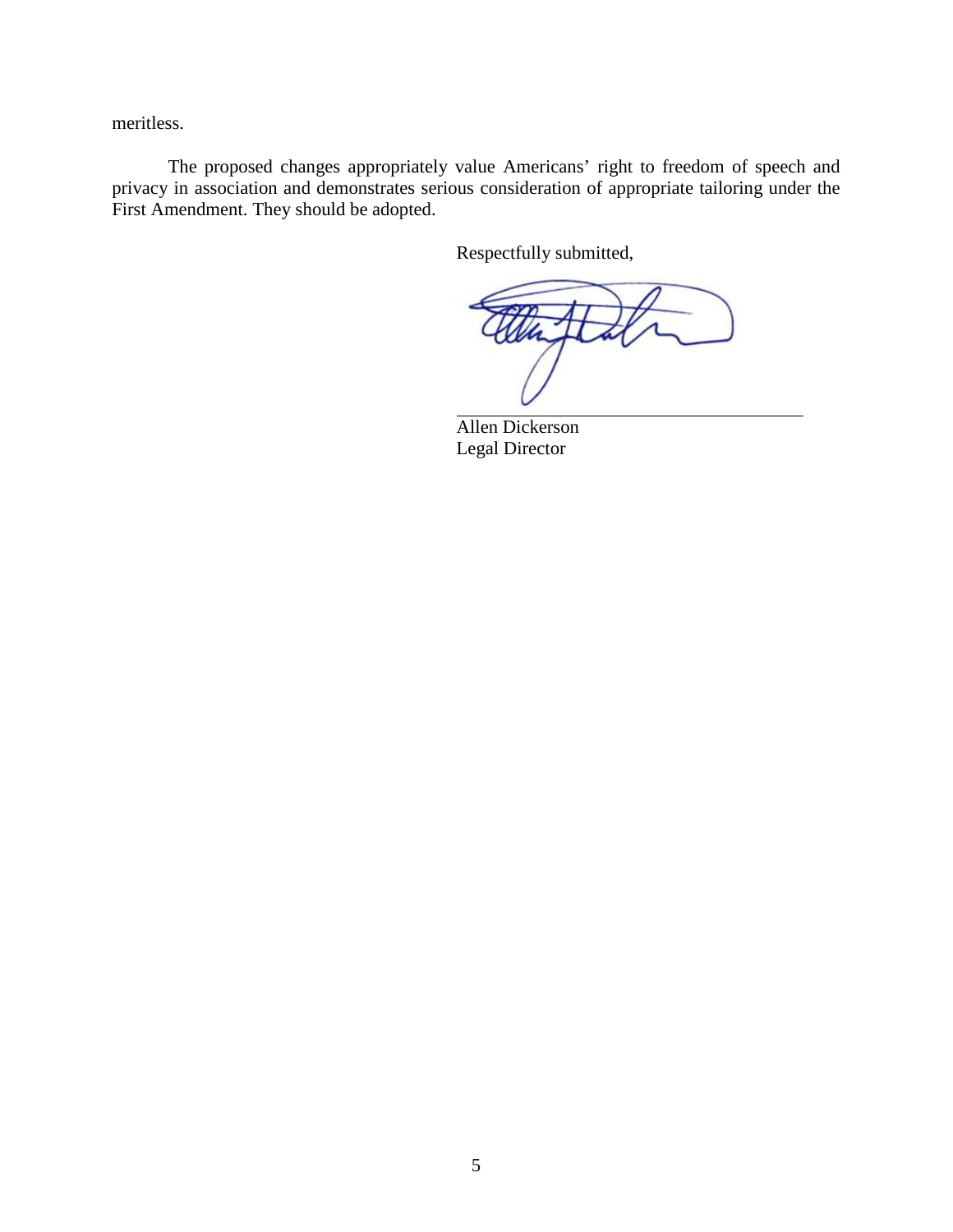meritless.

The proposed changes appropriately value Americans' right to freedom of speech and privacy in association and demonstrates serious consideration of appropriate tailoring under the First Amendment. They should be adopted.

Respectfully submitted,

Allen Dickerson
Legal Director